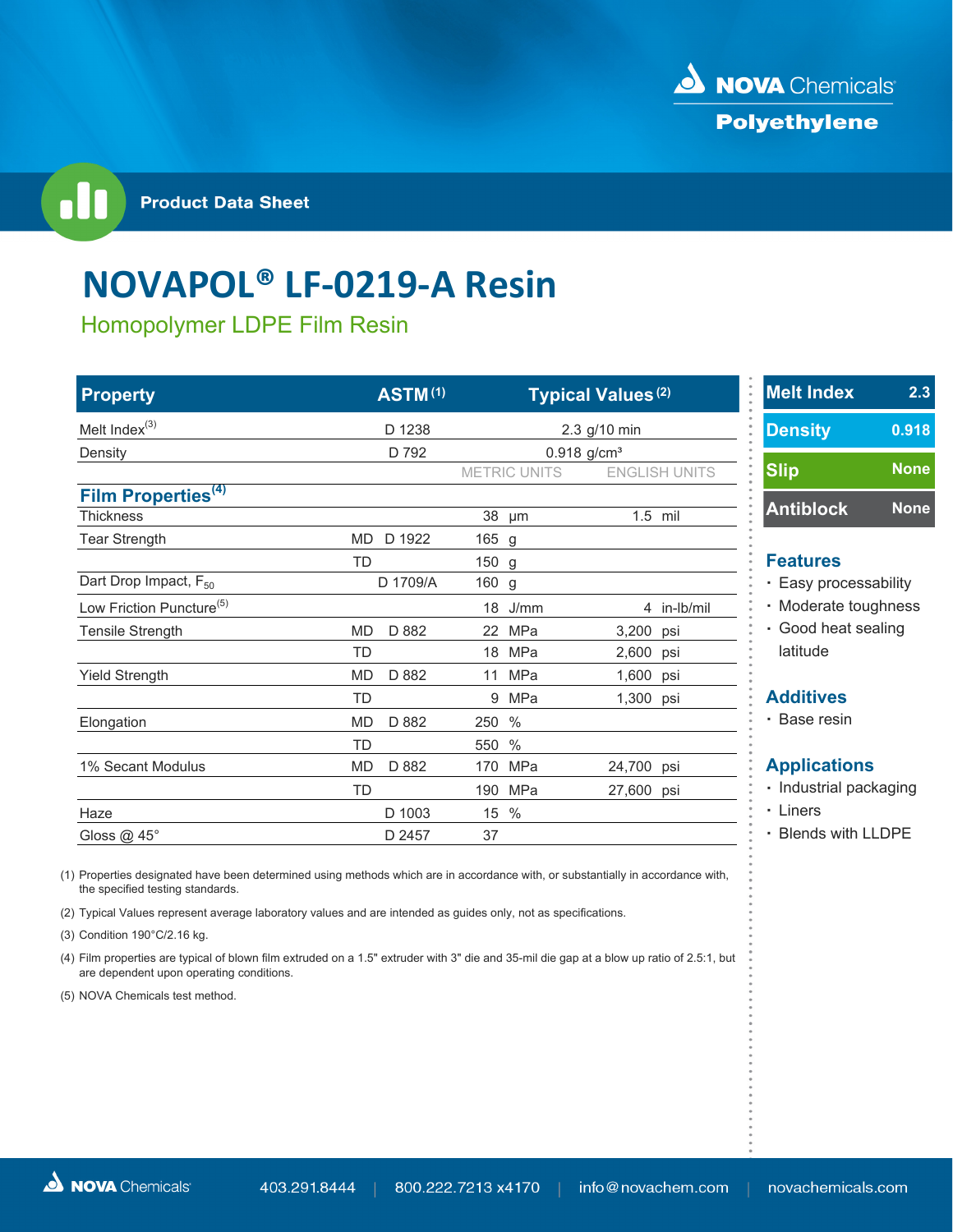NOVA Chemicals
Polyethylene

Product Data Sheet

# NOVAPOL® LF-0219-A Resin

## Homopolymer LDPE Film Resin

| Property | | ASTM [1] | Typical Values [2] | |
|---|---|---|---|---|
| Melt Index [3] | | D 1238 | 2.3 g/10 min | |
| Density | | D 792 | 0.918 g/cm³ | |
| | | | METRIC UNITS | ENGLISH UNITS |
| **Film Properties [4]** | | | | |
| Thickness | | | 38 µm | 1.5 mil |
| Tear Strength | MD | D 1922 | 165 g | |
| | TD | | 150 g | |
| Dart Drop Impact, $F_{50}$ | | D 1709/A | 160 g | |
| Low Friction Puncture [5] | | | 18 J/mm | 4 in-lb/mil |
| Tensile Strength | MD | D 882 | 22 MPa | 3,200 psi |
| | TD | | 18 MPa | 2,600 psi |
| Yield Strength | MD | D 882 | 11 MPa | 1,600 psi |
| | TD | | 9 MPa | 1,300 psi |
| Elongation | MD | D 882 | 250 % | |
| | TD | | 550 % | |
| 1% Secant Modulus | MD | D 882 | 170 MPa | 24,700 psi |
| | TD | | 190 MPa | 27,600 psi |
| Haze | | D 1003 | 15 % | |
| Gloss @ 45° | | D 2457 | 37 | |

(1) Properties designated have been determined using methods which are in accordance with, or substantially in accordance with, the specified testing standards.

(2) Typical Values represent average laboratory values and are intended as guides only, not as specifications.

(3) Condition 190°C/2.16 kg.

(4) Film properties are typical of blown film extruded on a 1.5" extruder with 3" die and 35-mil die gap at a blow up ratio of 2.5:1, but are dependent upon operating conditions.

(5) NOVA Chemicals test method.

| | |
|---|---|
| Melt Index | 2.3 |
| Density | 0.918 |
| Slip | None |
| Antiblock | None |

### Features

- Easy processability
- Moderate toughness
- Good heat sealing latitude

### Additives

- Base resin

### Applications

- Industrial packaging
- Liners
- Blends with LLDPE

NOVA Chemicals | 403.291.8444 | 800.222.7213 x4170 | info@novachem.com | novachemicals.com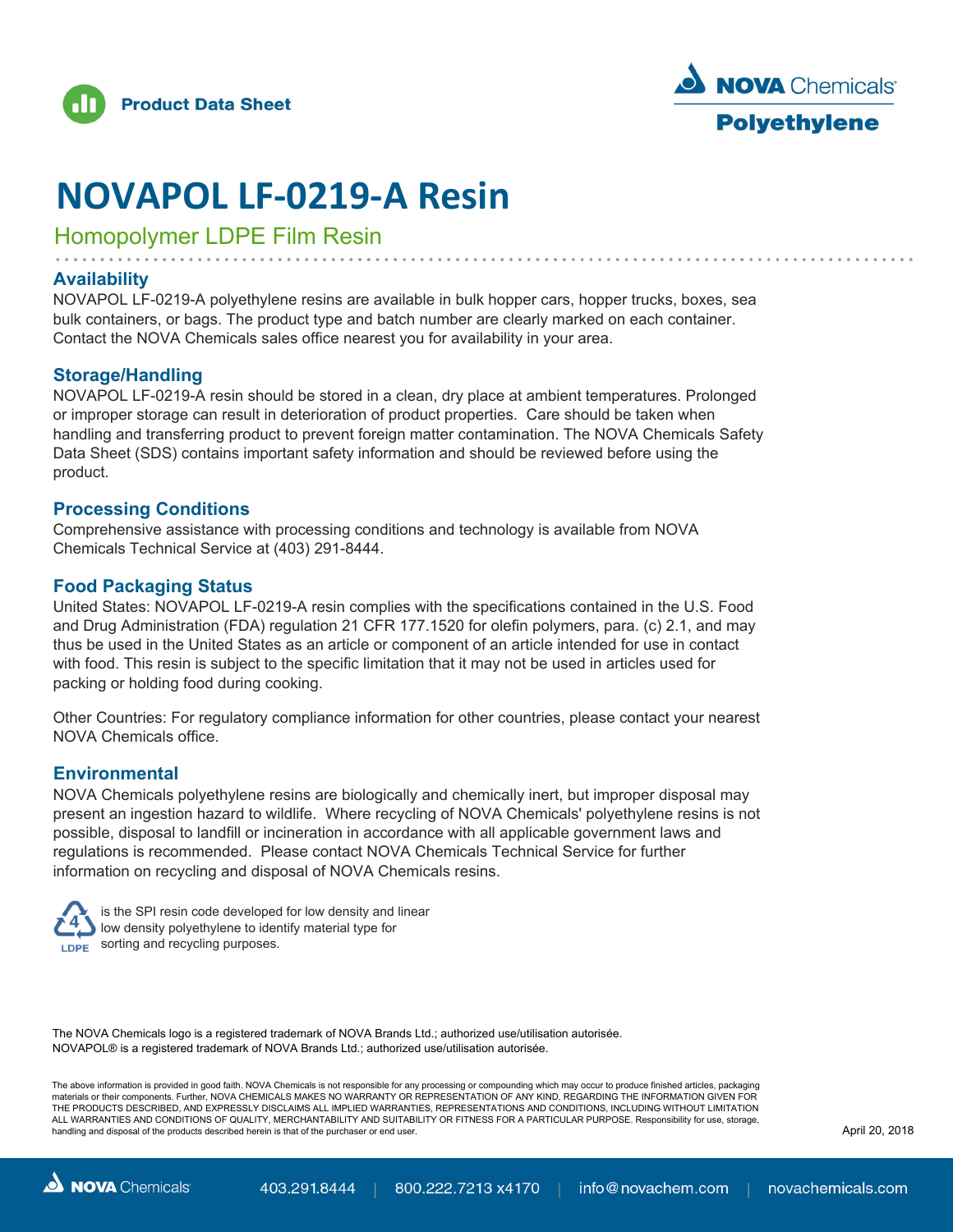# NOVAPOL LF-0219-A Resin

## Homopolymer LDPE Film Resin

### Availability

NOVAPOL LF-0219-A polyethylene resins are available in bulk hopper cars, hopper trucks, boxes, sea bulk containers, or bags. The product type and batch number are clearly marked on each container. Contact the NOVA Chemicals sales office nearest you for availability in your area.

### Storage/Handling

NOVAPOL LF-0219-A resin should be stored in a clean, dry place at ambient temperatures. Prolonged or improper storage can result in deterioration of product properties. Care should be taken when handling and transferring product to prevent foreign matter contamination. The NOVA Chemicals Safety Data Sheet (SDS) contains important safety information and should be reviewed before using the product.

### Processing Conditions

Comprehensive assistance with processing conditions and technology is available from NOVA Chemicals Technical Service at (403) 291-8444.

### Food Packaging Status

United States: NOVAPOL LF-0219-A resin complies with the specifications contained in the U.S. Food and Drug Administration (FDA) regulation 21 CFR 177.1520 for olefin polymers, para. (c) 2.1, and may thus be used in the United States as an article or component of an article intended for use in contact with food. This resin is subject to the specific limitation that it may not be used in articles used for packing or holding food during cooking.

Other Countries: For regulatory compliance information for other countries, please contact your nearest NOVA Chemicals office.

### Environmental

NOVA Chemicals polyethylene resins are biologically and chemically inert, but improper disposal may present an ingestion hazard to wildlife. Where recycling of NOVA Chemicals' polyethylene resins is not possible, disposal to landfill or incineration in accordance with all applicable government laws and regulations is recommended. Please contact NOVA Chemicals Technical Service for further information on recycling and disposal of NOVA Chemicals resins.

4 LDPE is the SPI resin code developed for low density and linear low density polyethylene to identify material type for sorting and recycling purposes.

The NOVA Chemicals logo is a registered trademark of NOVA Brands Ltd.; authorized use/utilisation autorisée.
NOVAPOL® is a registered trademark of NOVA Brands Ltd.; authorized use/utilisation autorisée.

The above information is provided in good faith. NOVA Chemicals is not responsible for any processing or compounding which may occur to produce finished articles, packaging materials or their components. Further, NOVA CHEMICALS MAKES NO WARRANTY OR REPRESENTATION OF ANY KIND, REGARDING THE INFORMATION GIVEN FOR THE PRODUCTS DESCRIBED, AND EXPRESSLY DISCLAIMS ALL IMPLIED WARRANTIES, REPRESENTATIONS AND CONDITIONS, INCLUDING WITHOUT LIMITATION ALL WARRANTIES AND CONDITIONS OF QUALITY, MERCHANTABILITY AND SUITABILITY OR FITNESS FOR A PARTICULAR PURPOSE. Responsibility for use, storage, handling and disposal of the products described herein is that of the purchaser or end user.

April 20, 2018

403.291.8444 | 800.222.7213 x4170 | info@novachem.com | novachemicals.com